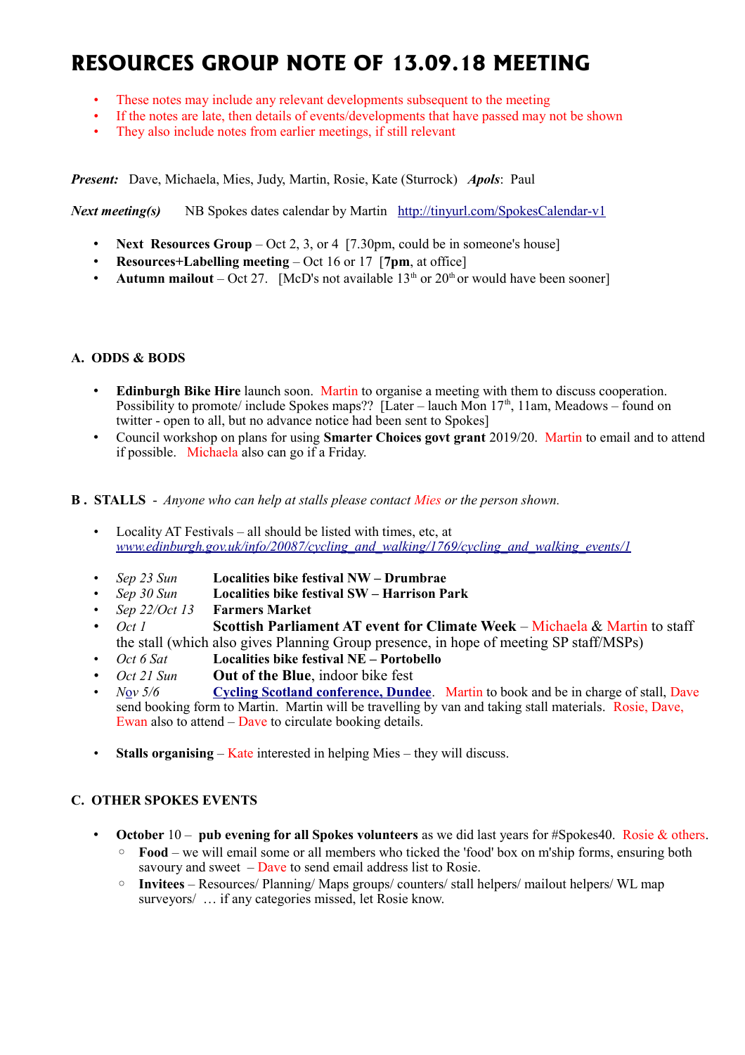# RESOURCES GROUP NOTE OF 13.09.18 MEETING

- These notes may include any relevant developments subsequent to the meeting
- If the notes are late, then details of events/developments that have passed may not be shown
- They also include notes from earlier meetings, if still relevant

***Present:*** Dave, Michaela, Mies, Judy, Martin, Rosie, Kate (Sturrock) ***Apols***: Paul

***Next meeting(s)*** NB Spokes dates calendar by Martin http://tinyurl.com/SpokesCalendar-v1

- **Next Resources Group** – Oct 2, 3, or 4 [7.30pm, could be in someone's house]
- **Resources+Labelling meeting** – Oct 16 or 17 [**7pm**, at office]
- **Autumn mailout** – Oct 27. [McD's not available 13th or 20th or would have been sooner]

### A. ODDS & BODS

- **Edinburgh Bike Hire** launch soon. Martin to organise a meeting with them to discuss cooperation. Possibility to promote/ include Spokes maps?? [Later – lauch Mon 17th, 11am, Meadows – found on twitter - open to all, but no advance notice had been sent to Spokes]
- Council workshop on plans for using **Smarter Choices govt grant** 2019/20. Martin to email and to attend if possible. Michaela also can go if a Friday.

### B . STALLS - *Anyone who can help at stalls please contact Mies or the person shown.*

- Locality AT Festivals – all should be listed with times, etc, at *www.edinburgh.gov.uk/info/20087/cycling_and_walking/1769/cycling_and_walking_events/1*

- *Sep 23 Sun* **Localities bike festival NW – Drumbrae**
- *Sep 30 Sun* **Localities bike festival SW – Harrison Park**
- *Sep 22/Oct 13* **Farmers Market**
- *Oct 1* **Scottish Parliament AT event for Climate Week** – Michaela & Martin to staff the stall (which also gives Planning Group presence, in hope of meeting SP staff/MSPs)
- *Oct 6 Sat* **Localities bike festival NE – Portobello**
- *Oct 21 Sun* **Out of the Blue**, indoor bike fest
- *Nov 5/6* **Cycling Scotland conference, Dundee**. Martin to book and be in charge of stall, Dave send booking form to Martin. Martin will be travelling by van and taking stall materials. Rosie, Dave, Ewan also to attend – Dave to circulate booking details.

- **Stalls organising** – Kate interested in helping Mies – they will discuss.

### C. OTHER SPOKES EVENTS

- **October** 10 – **pub evening for all Spokes volunteers** as we did last years for #Spokes40. Rosie & others.
  - **Food** – we will email some or all members who ticked the 'food' box on m'ship forms, ensuring both savoury and sweet – Dave to send email address list to Rosie.
  - **Invitees** – Resources/ Planning/ Maps groups/ counters/ stall helpers/ mailout helpers/ WL map surveyors/ … if any categories missed, let Rosie know.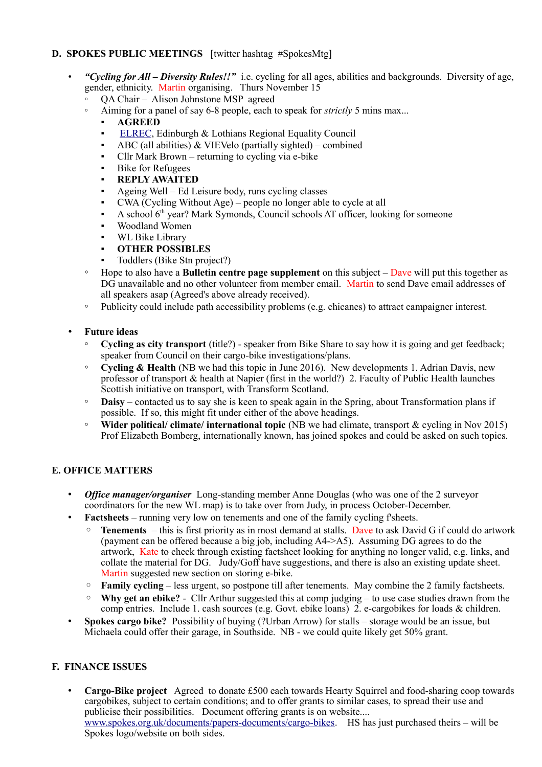## D. SPOKES PUBLIC MEETINGS [twitter hashtag #SpokesMtg]

- ***"Cycling for All – Diversity Rules!!"*** i.e. cycling for all ages, abilities and backgrounds. Diversity of age, gender, ethnicity. Martin organising. Thurs November 15
  - QA Chair – Alison Johnstone MSP agreed
  - Aiming for a panel of say 6-8 people, each to speak for *strictly* 5 mins max...
    - **AGREED**
    - ELREC, Edinburgh & Lothians Regional Equality Council
    - ABC (all abilities) & VIEVelo (partially sighted) – combined
    - Cllr Mark Brown – returning to cycling via e-bike
    - Bike for Refugees
    - **REPLY AWAITED**
    - Ageing Well – Ed Leisure body, runs cycling classes
    - CWA (Cycling Without Age) – people no longer able to cycle at all
    - A school 6th year? Mark Symonds, Council schools AT officer, looking for someone
    - Woodland Women
    - WL Bike Library
    - **OTHER POSSIBLES**
    - Toddlers (Bike Stn project?)
  - Hope to also have a **Bulletin centre page supplement** on this subject – Dave will put this together as DG unavailable and no other volunteer from member email. Martin to send Dave email addresses of all speakers asap (Agreed's above already received).
  - Publicity could include path accessibility problems (e.g. chicanes) to attract campaigner interest.

- **Future ideas**
  - **Cycling as city transport** (title?) - speaker from Bike Share to say how it is going and get feedback; speaker from Council on their cargo-bike investigations/plans.
  - **Cycling & Health** (NB we had this topic in June 2016). New developments 1. Adrian Davis, new professor of transport & health at Napier (first in the world?) 2. Faculty of Public Health launches Scottish initiative on transport, with Transform Scotland.
  - **Daisy** – contacted us to say she is keen to speak again in the Spring, about Transformation plans if possible. If so, this might fit under either of the above headings.
  - **Wider political/ climate/ international topic** (NB we had climate, transport & cycling in Nov 2015) Prof Elizabeth Bomberg, internationally known, has joined spokes and could be asked on such topics.

## E. OFFICE MATTERS

- ***Office manager/organiser*** Long-standing member Anne Douglas (who was one of the 2 surveyor coordinators for the new WL map) is to take over from Judy, in process October-December.
- **Factsheets** – running very low on tenements and one of the family cycling f'sheets.
  - **Tenements** – this is first priority as in most demand at stalls. Dave to ask David G if could do artwork (payment can be offered because a big job, including A4->A5). Assuming DG agrees to do the artwork, Kate to check through existing factsheet looking for anything no longer valid, e.g. links, and collate the material for DG. Judy/Goff have suggestions, and there is also an existing update sheet. Martin suggested new section on storing e-bike.
  - **Family cycling** – less urgent, so postpone till after tenements. May combine the 2 family factsheets.
  - **Why get an ebike?** - Cllr Arthur suggested this at comp judging – to use case studies drawn from the comp entries. Include 1. cash sources (e.g. Govt. ebike loans) 2. e-cargobikes for loads & children.
- **Spokes cargo bike?** Possibility of buying (?Urban Arrow) for stalls – storage would be an issue, but Michaela could offer their garage, in Southside. NB - we could quite likely get 50% grant.

## F. FINANCE ISSUES

- **Cargo-Bike project** Agreed to donate £500 each towards Hearty Squirrel and food-sharing coop towards cargobikes, subject to certain conditions; and to offer grants to similar cases, to spread their use and publicise their possibilities. Document offering grants is on website.... www.spokes.org.uk/documents/papers-documents/cargo-bikes. HS has just purchased theirs – will be Spokes logo/website on both sides.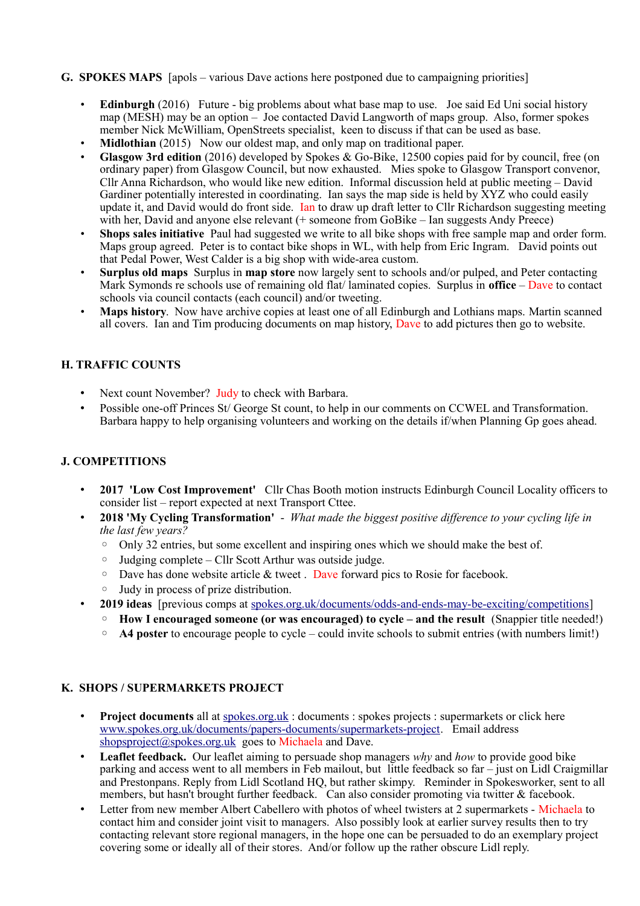## G. SPOKES MAPS [apols – various Dave actions here postponed due to campaigning priorities]

- **Edinburgh** (2016) Future - big problems about what base map to use. Joe said Ed Uni social history map (MESH) may be an option – Joe contacted David Langworth of maps group. Also, former spokes member Nick McWilliam, OpenStreets specialist, keen to discuss if that can be used as base.
- **Midlothian** (2015) Now our oldest map, and only map on traditional paper.
- **Glasgow 3rd edition** (2016) developed by Spokes & Go-Bike, 12500 copies paid for by council, free (on ordinary paper) from Glasgow Council, but now exhausted. Mies spoke to Glasgow Transport convenor, Cllr Anna Richardson, who would like new edition. Informal discussion held at public meeting – David Gardiner potentially interested in coordinating. Ian says the map side is held by XYZ who could easily update it, and David would do front side. Ian to draw up draft letter to Cllr Richardson suggesting meeting with her, David and anyone else relevant (+ someone from GoBike – Ian suggests Andy Preece)
- **Shops sales initiative** Paul had suggested we write to all bike shops with free sample map and order form. Maps group agreed. Peter is to contact bike shops in WL, with help from Eric Ingram. David points out that Pedal Power, West Calder is a big shop with wide-area custom.
- **Surplus old maps** Surplus in **map store** now largely sent to schools and/or pulped, and Peter contacting Mark Symonds re schools use of remaining old flat/ laminated copies. Surplus in **office** – Dave to contact schools via council contacts (each council) and/or tweeting.
- **Maps history**. Now have archive copies at least one of all Edinburgh and Lothians maps. Martin scanned all covers. Ian and Tim producing documents on map history, Dave to add pictures then go to website.

## H. TRAFFIC COUNTS

- Next count November? Judy to check with Barbara.
- Possible one-off Princes St/ George St count, to help in our comments on CCWEL and Transformation. Barbara happy to help organising volunteers and working on the details if/when Planning Gp goes ahead.

## J. COMPETITIONS

- **2017 'Low Cost Improvement'** Cllr Chas Booth motion instructs Edinburgh Council Locality officers to consider list – report expected at next Transport Cttee.
- **2018 'My Cycling Transformation'** - *What made the biggest positive difference to your cycling life in the last few years?*
  - Only 32 entries, but some excellent and inspiring ones which we should make the best of.
  - Judging complete – Cllr Scott Arthur was outside judge.
  - Dave has done website article & tweet . Dave forward pics to Rosie for facebook.
  - Judy in process of prize distribution.
- **2019 ideas** [previous comps at spokes.org.uk/documents/odds-and-ends-may-be-exciting/competitions]
  - **How I encouraged someone (or was encouraged) to cycle – and the result** (Snappier title needed!)
  - **A4 poster** to encourage people to cycle – could invite schools to submit entries (with numbers limit!)

## K. SHOPS / SUPERMARKETS PROJECT

- **Project documents** all at spokes.org.uk : documents : spokes projects : supermarkets or click here www.spokes.org.uk/documents/papers-documents/supermarkets-project. Email address shopsproject@spokes.org.uk goes to Michaela and Dave.
- **Leaflet feedback.** Our leaflet aiming to persuade shop managers *why* and *how* to provide good bike parking and access went to all members in Feb mailout, but little feedback so far – just on Lidl Craigmillar and Prestonpans. Reply from Lidl Scotland HQ, but rather skimpy. Reminder in Spokesworker, sent to all members, but hasn't brought further feedback. Can also consider promoting via twitter & facebook.
- Letter from new member Albert Cabellero with photos of wheel twisters at 2 supermarkets - Michaela to contact him and consider joint visit to managers. Also possibly look at earlier survey results then to try contacting relevant store regional managers, in the hope one can be persuaded to do an exemplary project covering some or ideally all of their stores. And/or follow up the rather obscure Lidl reply.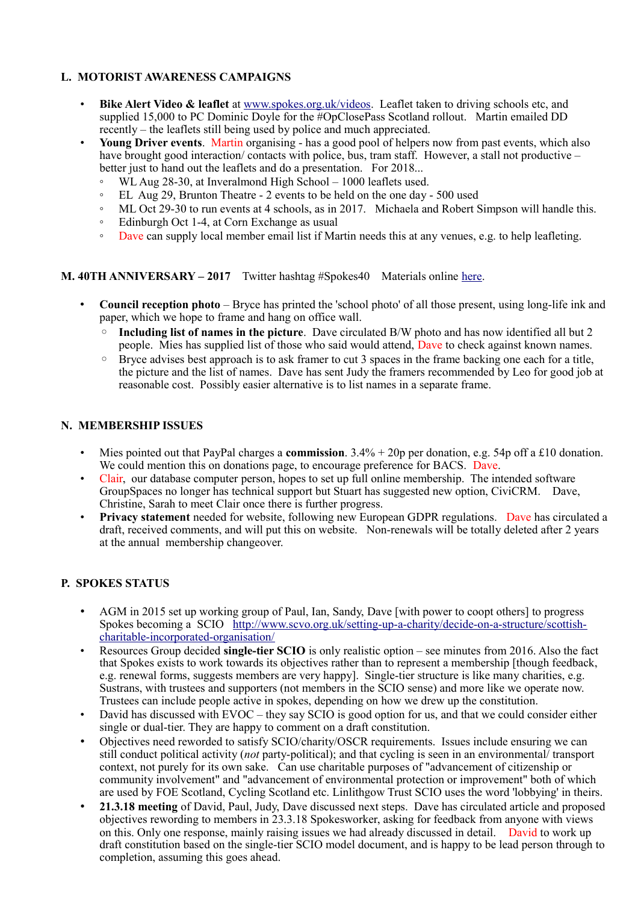## L. MOTORIST AWARENESS CAMPAIGNS

- **Bike Alert Video & leaflet** at www.spokes.org.uk/videos. Leaflet taken to driving schools etc, and supplied 15,000 to PC Dominic Doyle for the #OpClosePass Scotland rollout. Martin emailed DD recently – the leaflets still being used by police and much appreciated.
- **Young Driver events**. Martin organising - has a good pool of helpers now from past events, which also have brought good interaction/ contacts with police, bus, tram staff. However, a stall not productive – better just to hand out the leaflets and do a presentation. For 2018...
  - WL Aug 28-30, at Inveralmond High School – 1000 leaflets used.
  - EL Aug 29, Brunton Theatre - 2 events to be held on the one day - 500 used
  - ML Oct 29-30 to run events at 4 schools, as in 2017. Michaela and Robert Simpson will handle this.
  - Edinburgh Oct 1-4, at Corn Exchange as usual
  - Dave can supply local member email list if Martin needs this at any venues, e.g. to help leafleting.

## M. 40TH ANNIVERSARY – 2017 Twitter hashtag #Spokes40 Materials online here.

- **Council reception photo** – Bryce has printed the 'school photo' of all those present, using long-life ink and paper, which we hope to frame and hang on office wall.
  - **Including list of names in the picture**. Dave circulated B/W photo and has now identified all but 2 people. Mies has supplied list of those who said would attend, Dave to check against known names.
  - Bryce advises best approach is to ask framer to cut 3 spaces in the frame backing one each for a title, the picture and the list of names. Dave has sent Judy the framers recommended by Leo for good job at reasonable cost. Possibly easier alternative is to list names in a separate frame.

## N. MEMBERSHIP ISSUES

- Mies pointed out that PayPal charges a **commission**. 3.4% + 20p per donation, e.g. 54p off a £10 donation. We could mention this on donations page, to encourage preference for BACS. Dave.
- Clair, our database computer person, hopes to set up full online membership. The intended software GroupSpaces no longer has technical support but Stuart has suggested new option, CiviCRM. Dave, Christine, Sarah to meet Clair once there is further progress.
- **Privacy statement** needed for website, following new European GDPR regulations. Dave has circulated a draft, received comments, and will put this on website. Non-renewals will be totally deleted after 2 years at the annual membership changeover.

## P. SPOKES STATUS

- AGM in 2015 set up working group of Paul, Ian, Sandy, Dave [with power to coopt others] to progress Spokes becoming a SCIO http://www.scvo.org.uk/setting-up-a-charity/decide-on-a-structure/scottish-charitable-incorporated-organisation/
- Resources Group decided **single-tier SCIO** is only realistic option – see minutes from 2016. Also the fact that Spokes exists to work towards its objectives rather than to represent a membership [though feedback, e.g. renewal forms, suggests members are very happy]. Single-tier structure is like many charities, e.g. Sustrans, with trustees and supporters (not members in the SCIO sense) and more like we operate now. Trustees can include people active in spokes, depending on how we drew up the constitution.
- David has discussed with EVOC – they say SCIO is good option for us, and that we could consider either single or dual-tier. They are happy to comment on a draft constitution.
- Objectives need reworded to satisfy SCIO/charity/OSCR requirements. Issues include ensuring we can still conduct political activity (*not* party-political); and that cycling is seen in an environmental/ transport context, not purely for its own sake. Can use charitable purposes of "advancement of citizenship or community involvement" and "advancement of environmental protection or improvement" both of which are used by FOE Scotland, Cycling Scotland etc. Linlithgow Trust SCIO uses the word 'lobbying' in theirs.
- **21.3.18 meeting** of David, Paul, Judy, Dave discussed next steps. Dave has circulated article and proposed objectives rewording to members in 23.3.18 Spokesworker, asking for feedback from anyone with views on this. Only one response, mainly raising issues we had already discussed in detail. David to work up draft constitution based on the single-tier SCIO model document, and is happy to be lead person through to completion, assuming this goes ahead.